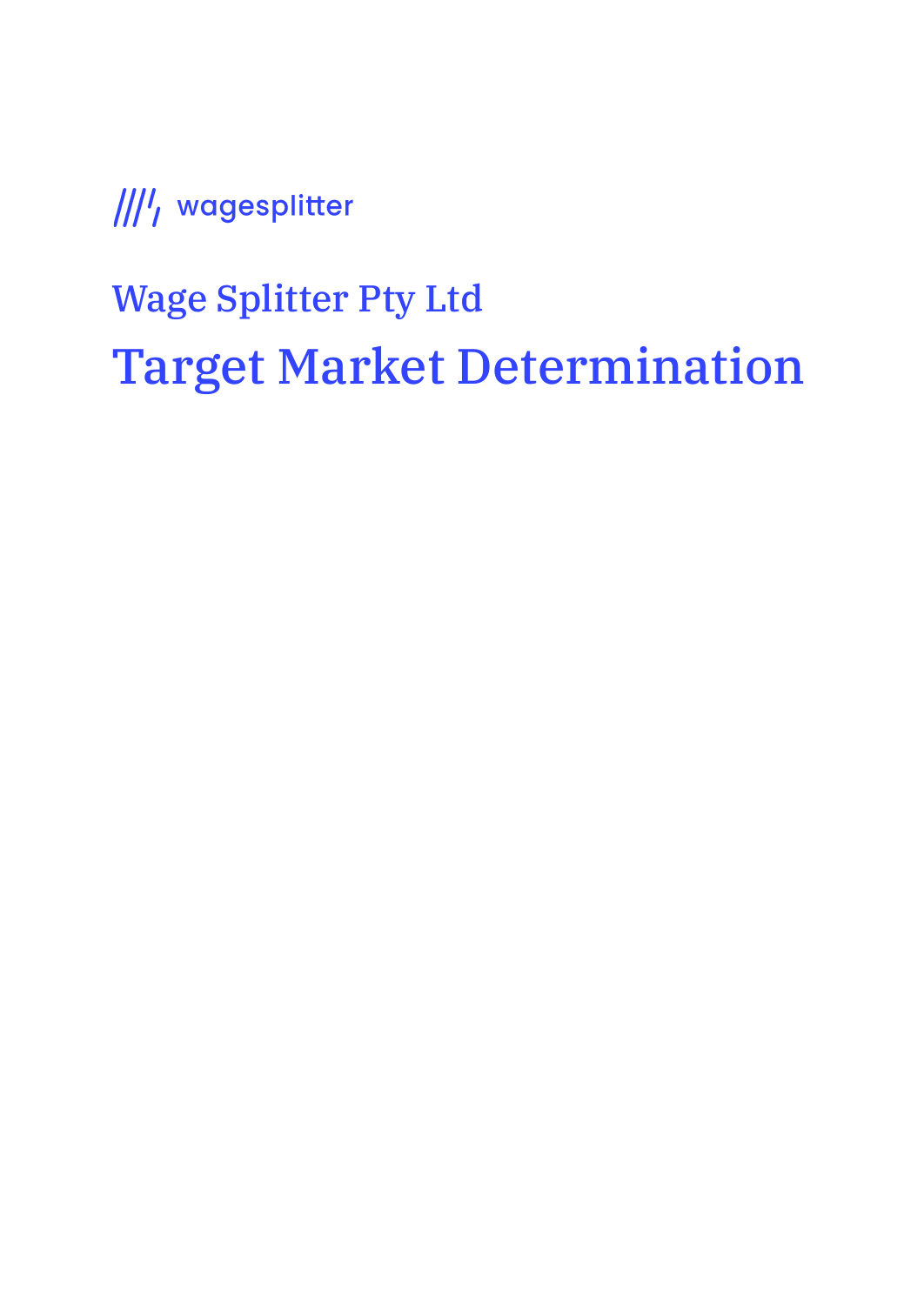wagesplitter

## Wage Splitter Pty Ltd

# Target Market Determination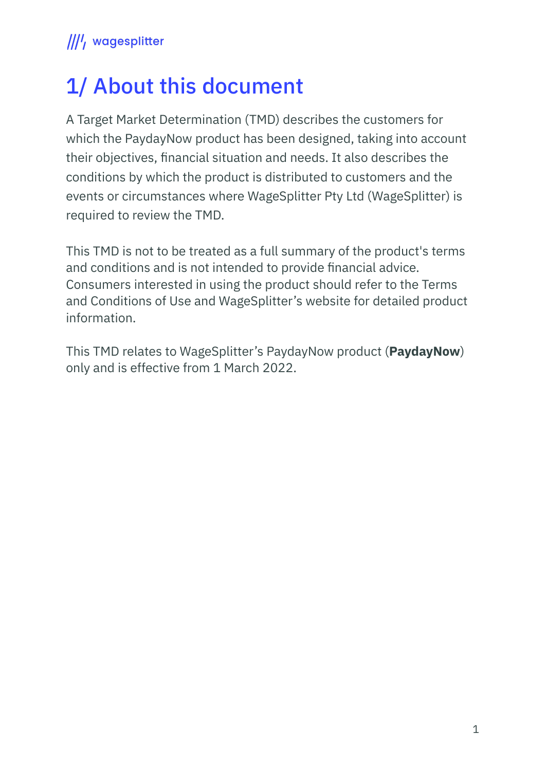# 1/ About this document

A Target Market Determination (TMD) describes the customers for which the PaydayNow product has been designed, taking into account their objectives, financial situation and needs. It also describes the conditions by which the product is distributed to customers and the events or circumstances where WageSplitter Pty Ltd (WageSplitter) is required to review the TMD.

This TMD is not to be treated as a full summary of the product's terms and conditions and is not intended to provide financial advice. Consumers interested in using the product should refer to the Terms and Conditions of Use and WageSplitter's website for detailed product information.

This TMD relates to WageSplitter's PaydayNow product (**PaydayNow**) only and is effective from 1 March 2022.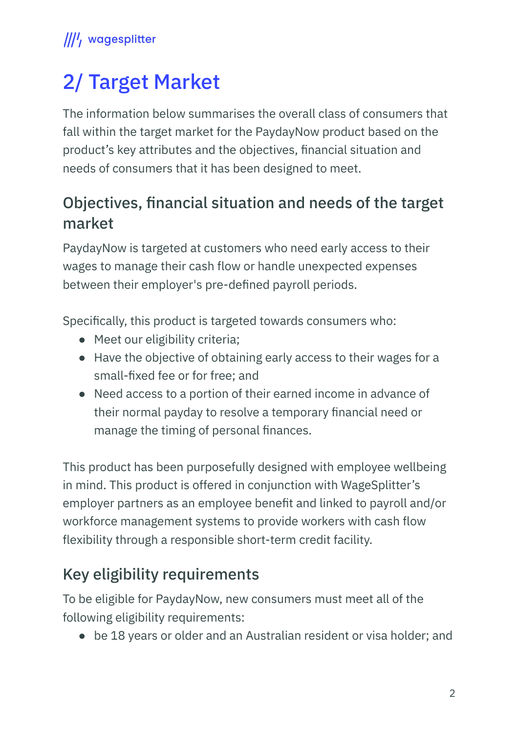# 2/ Target Market

The information below summarises the overall class of consumers that fall within the target market for the PaydayNow product based on the product's key attributes and the objectives, financial situation and needs of consumers that it has been designed to meet.

## Objectives, financial situation and needs of the target market

PaydayNow is targeted at customers who need early access to their wages to manage their cash flow or handle unexpected expenses between their employer's pre-defined payroll periods.

Specifically, this product is targeted towards consumers who:

- Meet our eligibility criteria;
- Have the objective of obtaining early access to their wages for a small-fixed fee or for free; and
- Need access to a portion of their earned income in advance of their normal payday to resolve a temporary financial need or manage the timing of personal finances.

This product has been purposefully designed with employee wellbeing in mind. This product is offered in conjunction with WageSplitter's employer partners as an employee benefit and linked to payroll and/or workforce management systems to provide workers with cash flow flexibility through a responsible short-term credit facility.

## Key eligibility requirements

To be eligible for PaydayNow, new consumers must meet all of the following eligibility requirements:

- be 18 years or older and an Australian resident or visa holder; and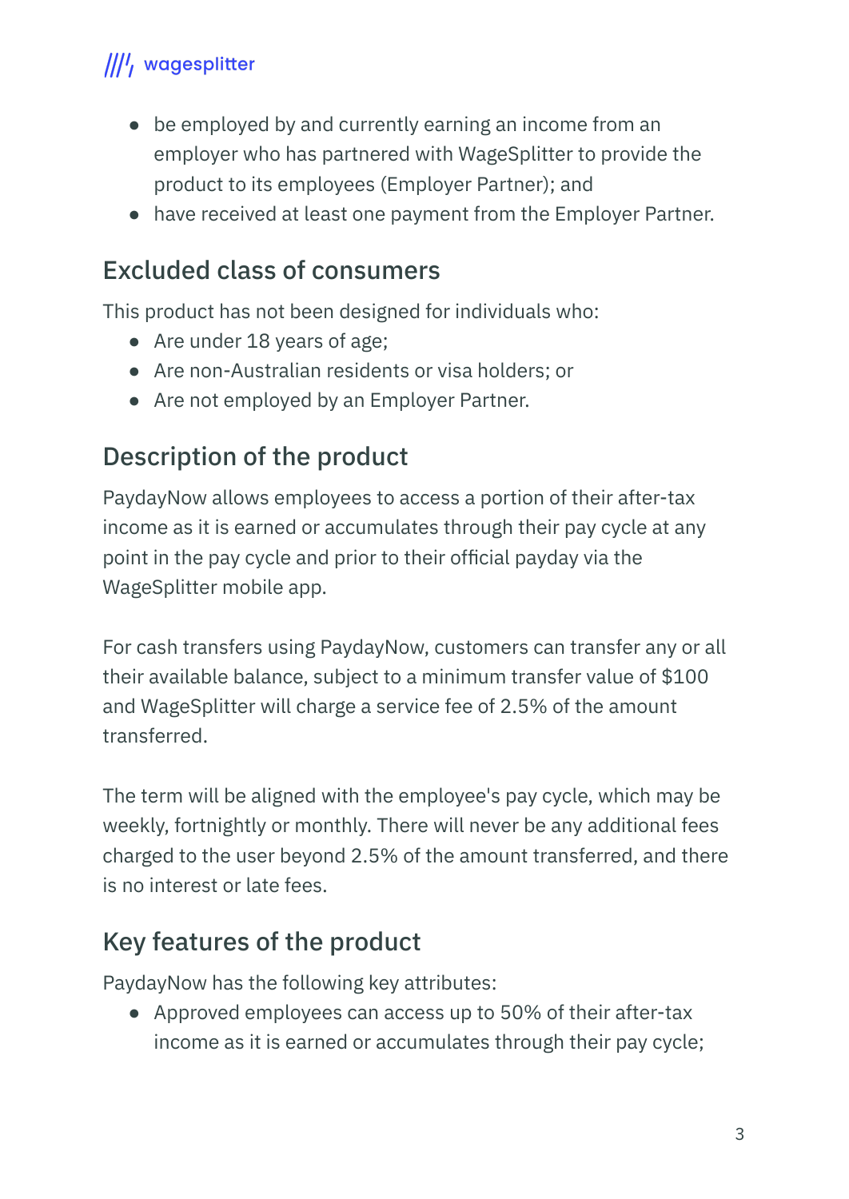- be employed by and currently earning an income from an employer who has partnered with WageSplitter to provide the product to its employees (Employer Partner); and
- have received at least one payment from the Employer Partner.

## Excluded class of consumers

This product has not been designed for individuals who:

- Are under 18 years of age;
- Are non-Australian residents or visa holders; or
- Are not employed by an Employer Partner.

## Description of the product

PaydayNow allows employees to access a portion of their after-tax income as it is earned or accumulates through their pay cycle at any point in the pay cycle and prior to their official payday via the WageSplitter mobile app.

For cash transfers using PaydayNow, customers can transfer any or all their available balance, subject to a minimum transfer value of $100 and WageSplitter will charge a service fee of 2.5% of the amount transferred.

The term will be aligned with the employee's pay cycle, which may be weekly, fortnightly or monthly. There will never be any additional fees charged to the user beyond 2.5% of the amount transferred, and there is no interest or late fees.

## Key features of the product

PaydayNow has the following key attributes:

- Approved employees can access up to 50% of their after-tax income as it is earned or accumulates through their pay cycle;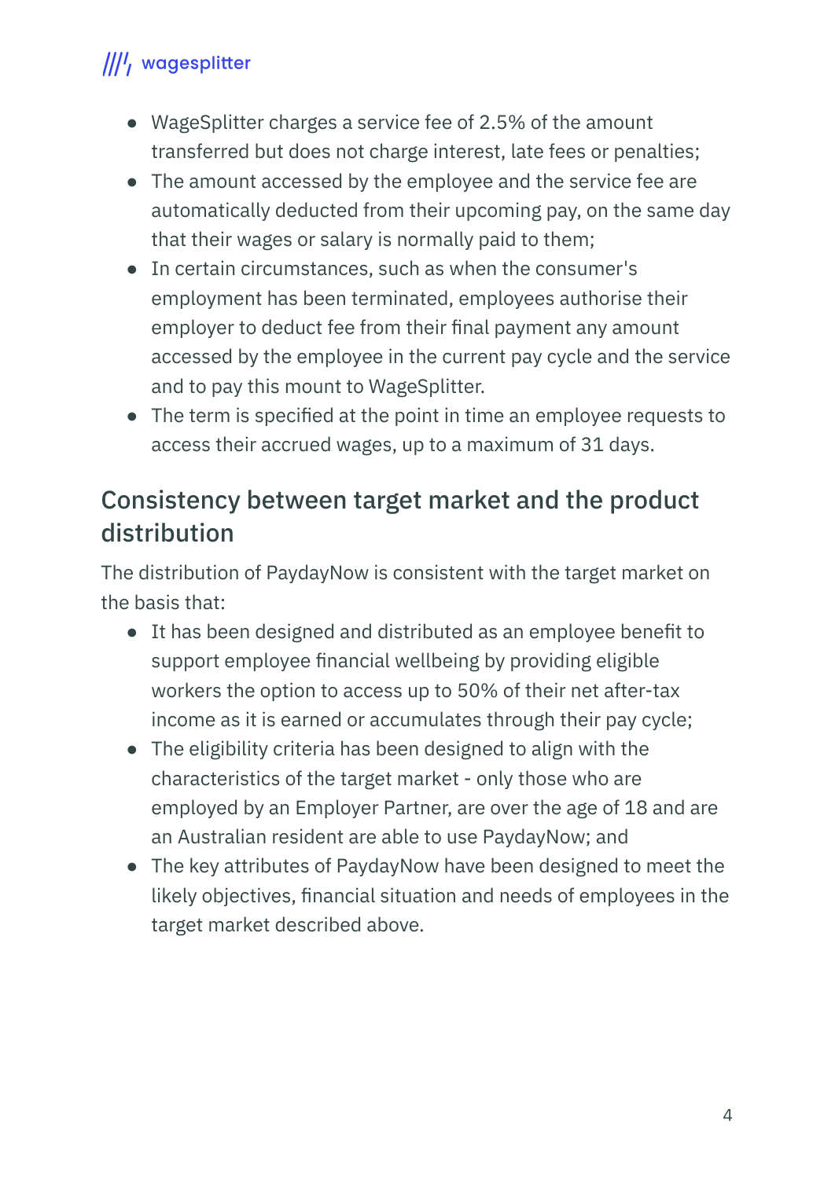- WageSplitter charges a service fee of 2.5% of the amount transferred but does not charge interest, late fees or penalties;
- The amount accessed by the employee and the service fee are automatically deducted from their upcoming pay, on the same day that their wages or salary is normally paid to them;
- In certain circumstances, such as when the consumer's employment has been terminated, employees authorise their employer to deduct fee from their final payment any amount accessed by the employee in the current pay cycle and the service and to pay this mount to WageSplitter.
- The term is specified at the point in time an employee requests to access their accrued wages, up to a maximum of 31 days.

## Consistency between target market and the product distribution

The distribution of PaydayNow is consistent with the target market on the basis that:

- It has been designed and distributed as an employee benefit to support employee financial wellbeing by providing eligible workers the option to access up to 50% of their net after-tax income as it is earned or accumulates through their pay cycle;
- The eligibility criteria has been designed to align with the characteristics of the target market - only those who are employed by an Employer Partner, are over the age of 18 and are an Australian resident are able to use PaydayNow; and
- The key attributes of PaydayNow have been designed to meet the likely objectives, financial situation and needs of employees in the target market described above.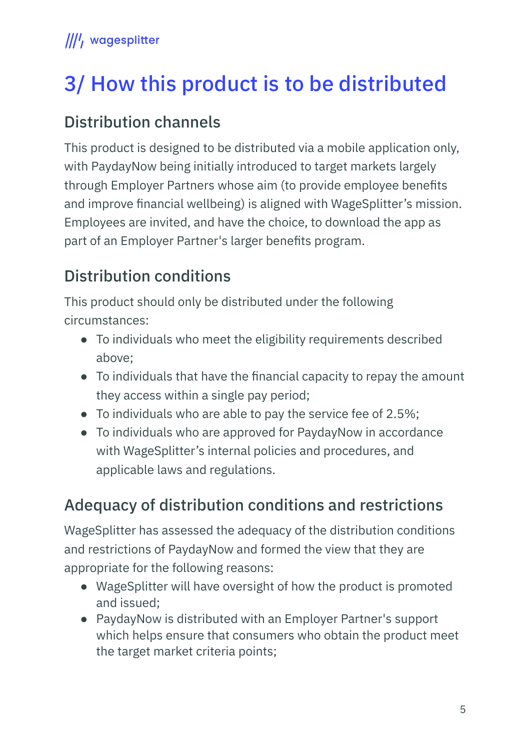# 3/ How this product is to be distributed

## Distribution channels

This product is designed to be distributed via a mobile application only, with PaydayNow being initially introduced to target markets largely through Employer Partners whose aim (to provide employee benefits and improve financial wellbeing) is aligned with WageSplitter's mission. Employees are invited, and have the choice, to download the app as part of an Employer Partner's larger benefits program.

## Distribution conditions

This product should only be distributed under the following circumstances:

- To individuals who meet the eligibility requirements described above;
- To individuals that have the financial capacity to repay the amount they access within a single pay period;
- To individuals who are able to pay the service fee of 2.5%;
- To individuals who are approved for PaydayNow in accordance with WageSplitter's internal policies and procedures, and applicable laws and regulations.

## Adequacy of distribution conditions and restrictions

WageSplitter has assessed the adequacy of the distribution conditions and restrictions of PaydayNow and formed the view that they are appropriate for the following reasons:

- WageSplitter will have oversight of how the product is promoted and issued;
- PaydayNow is distributed with an Employer Partner's support which helps ensure that consumers who obtain the product meet the target market criteria points;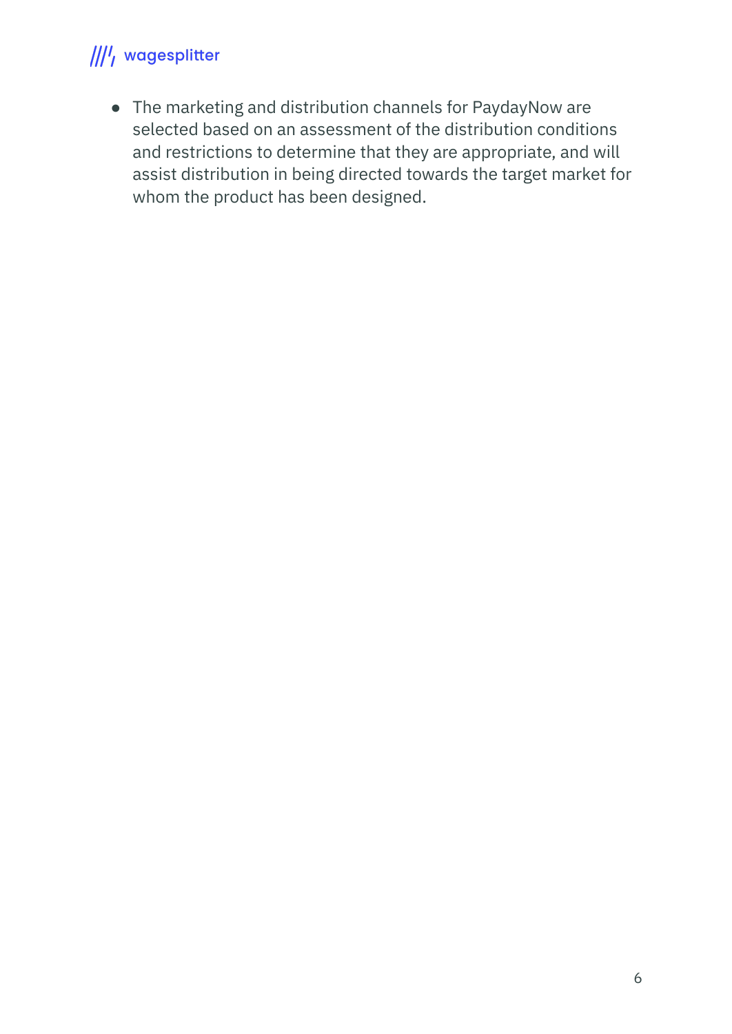- The marketing and distribution channels for PaydayNow are selected based on an assessment of the distribution conditions and restrictions to determine that they are appropriate, and will assist distribution in being directed towards the target market for whom the product has been designed.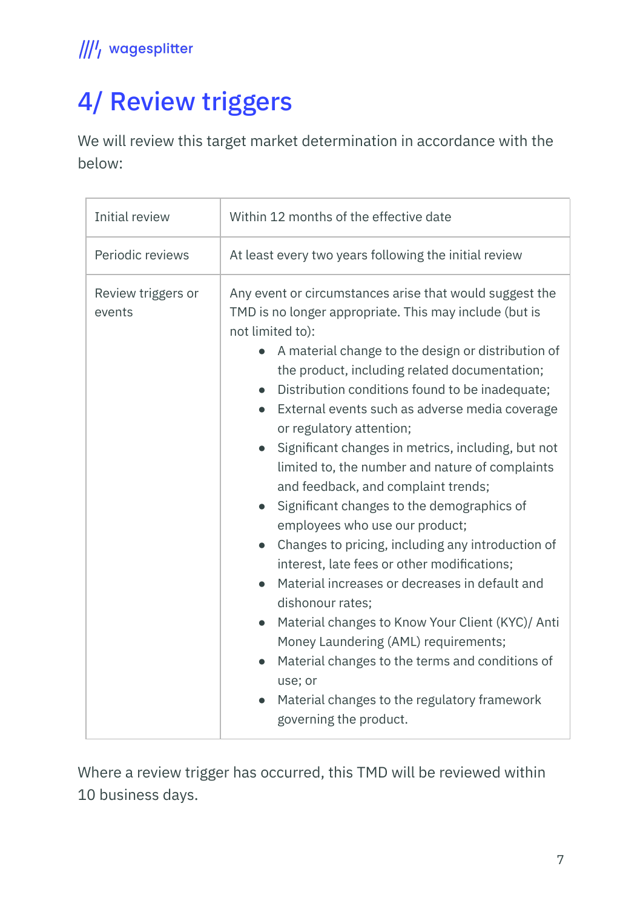# 4/ Review triggers

We will review this target market determination in accordance with the below:

| | |
|---|---|
| Initial review | Within 12 months of the effective date |
| Periodic reviews | At least every two years following the initial review |
| Review triggers or events | Any event or circumstances arise that would suggest the TMD is no longer appropriate. This may include (but is not limited to):<br>• A material change to the design or distribution of the product, including related documentation;<br>• Distribution conditions found to be inadequate;<br>• External events such as adverse media coverage or regulatory attention;<br>• Significant changes in metrics, including, but not limited to, the number and nature of complaints and feedback, and complaint trends;<br>• Significant changes to the demographics of employees who use our product;<br>• Changes to pricing, including any introduction of interest, late fees or other modifications;<br>• Material increases or decreases in default and dishonour rates;<br>• Material changes to Know Your Client (KYC)/ Anti Money Laundering (AML) requirements;<br>• Material changes to the terms and conditions of use; or<br>• Material changes to the regulatory framework governing the product. |

Where a review trigger has occurred, this TMD will be reviewed within 10 business days.